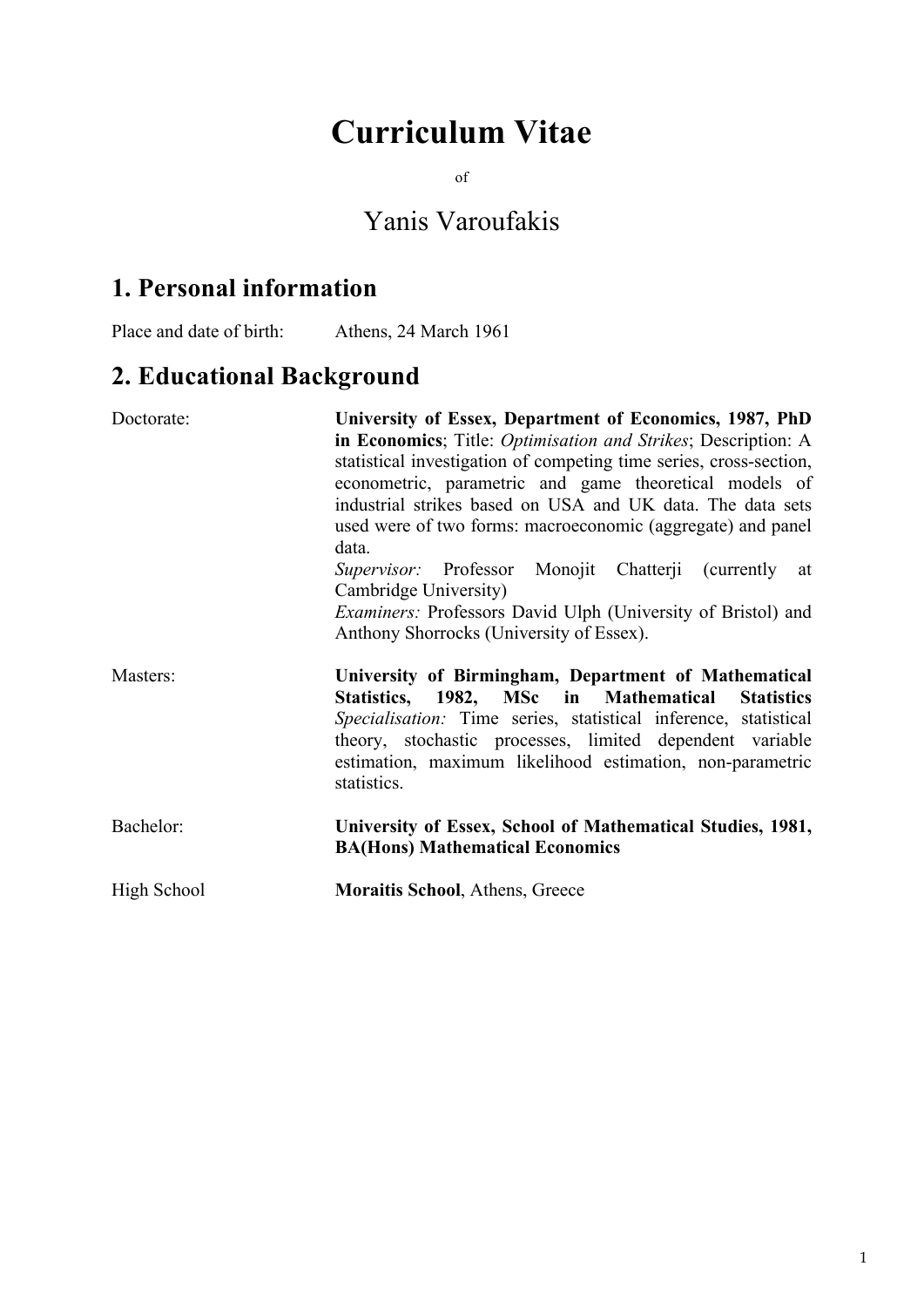# Curriculum Vitae

of

Yanis Varoufakis

## 1. Personal information

Place and date of birth: Athens, 24 March 1961

## 2. Educational Background

Doctorate: **University of Essex, Department of Economics, 1987, PhD in Economics**; Title: *Optimisation and Strikes*; Description: A statistical investigation of competing time series, cross-section, econometric, parametric and game theoretical models of industrial strikes based on USA and UK data. The data sets used were of two forms: macroeconomic (aggregate) and panel data.
*Supervisor:* Professor Monojit Chatterji (currently at Cambridge University)
*Examiners:* Professors David Ulph (University of Bristol) and Anthony Shorrocks (University of Essex).

Masters: **University of Birmingham, Department of Mathematical Statistics, 1982, MSc in Mathematical Statistics**
*Specialisation:* Time series, statistical inference, statistical theory, stochastic processes, limited dependent variable estimation, maximum likelihood estimation, non-parametric statistics.

Bachelor: **University of Essex, School of Mathematical Studies, 1981, BA(Hons) Mathematical Economics**

High School **Moraitis School**, Athens, Greece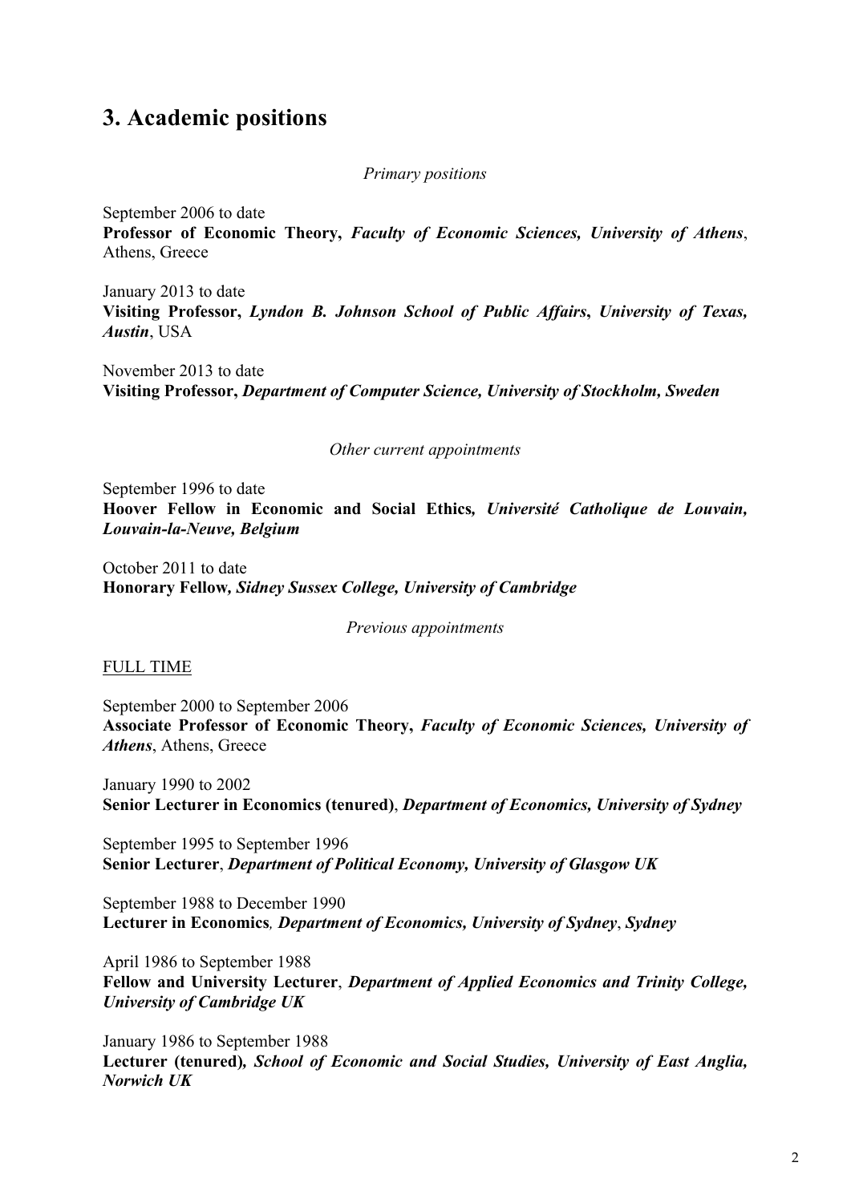## 3. Academic positions

*Primary positions*

September 2006 to date
**Professor of Economic Theory,** ***Faculty of Economic Sciences, University of Athens***, Athens, Greece

January 2013 to date
**Visiting Professor,** ***Lyndon B. Johnson School of Public Affairs*****,** ***University of Texas, Austin***, USA

November 2013 to date
**Visiting Professor,** ***Department of Computer Science, University of Stockholm, Sweden***

*Other current appointments*

September 1996 to date
**Hoover Fellow in Economic and Social Ethics*****, Université Catholique de Louvain, Louvain-la-Neuve, Belgium***

October 2011 to date
**Honorary Fellow*****, Sidney Sussex College, University of Cambridge***

*Previous appointments*

FULL TIME

September 2000 to September 2006
**Associate Professor of Economic Theory,** ***Faculty of Economic Sciences, University of Athens***, Athens, Greece

January 1990 to 2002
**Senior Lecturer in Economics (tenured)**, ***Department of Economics, University of Sydney***

September 1995 to September 1996
**Senior Lecturer**, ***Department of Political Economy, University of Glasgow UK***

September 1988 to December 1990
**Lecturer in Economics*****, Department of Economics, University of Sydney***, ***Sydney***

April 1986 to September 1988
**Fellow and University Lecturer**, ***Department of Applied Economics and Trinity College, University of Cambridge UK***

January 1986 to September 1988
**Lecturer (tenured)*****, School of Economic and Social Studies, University of East Anglia, Norwich UK***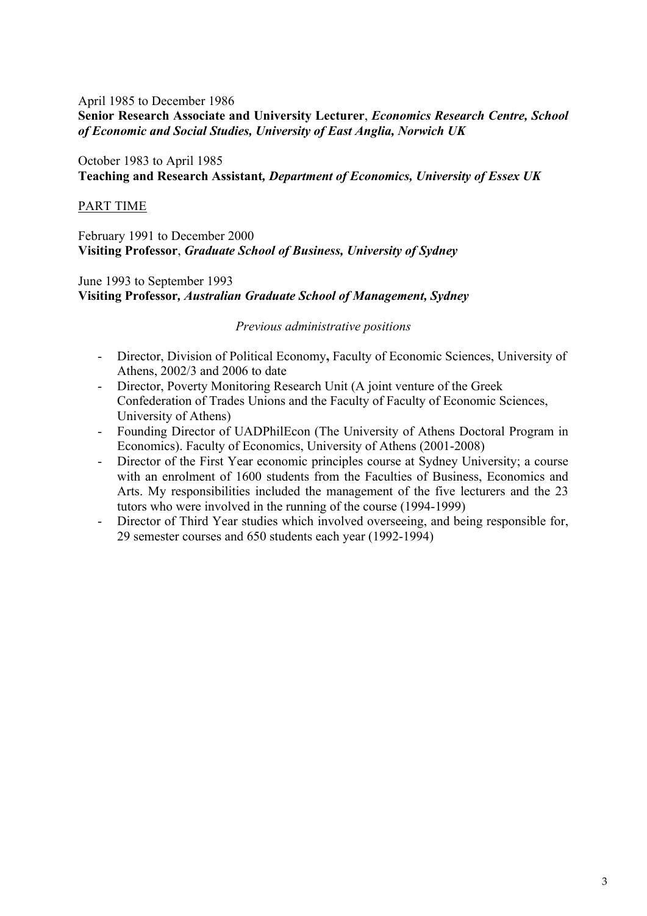April 1985 to December 1986
**Senior Research Associate and University Lecturer**, ***Economics Research Centre, School of Economic and Social Studies, University of East Anglia, Norwich UK***

October 1983 to April 1985
**Teaching and Research Assistant,** ***Department of Economics, University of Essex UK***

<u>PART TIME</u>

February 1991 to December 2000
**Visiting Professor**, ***Graduate School of Business, University of Sydney***

June 1993 to September 1993
**Visiting Professor,** ***Australian Graduate School of Management, Sydney***

*Previous administrative positions*

- Director, Division of Political Economy**,** Faculty of Economic Sciences, University of Athens, 2002/3 and 2006 to date
- Director, Poverty Monitoring Research Unit (A joint venture of the Greek Confederation of Trades Unions and the Faculty of Faculty of Economic Sciences, University of Athens)
- Founding Director of UADPhilEcon (The University of Athens Doctoral Program in Economics). Faculty of Economics, University of Athens (2001-2008)
- Director of the First Year economic principles course at Sydney University; a course with an enrolment of 1600 students from the Faculties of Business, Economics and Arts. My responsibilities included the management of the five lecturers and the 23 tutors who were involved in the running of the course (1994-1999)
- Director of Third Year studies which involved overseeing, and being responsible for, 29 semester courses and 650 students each year (1992-1994)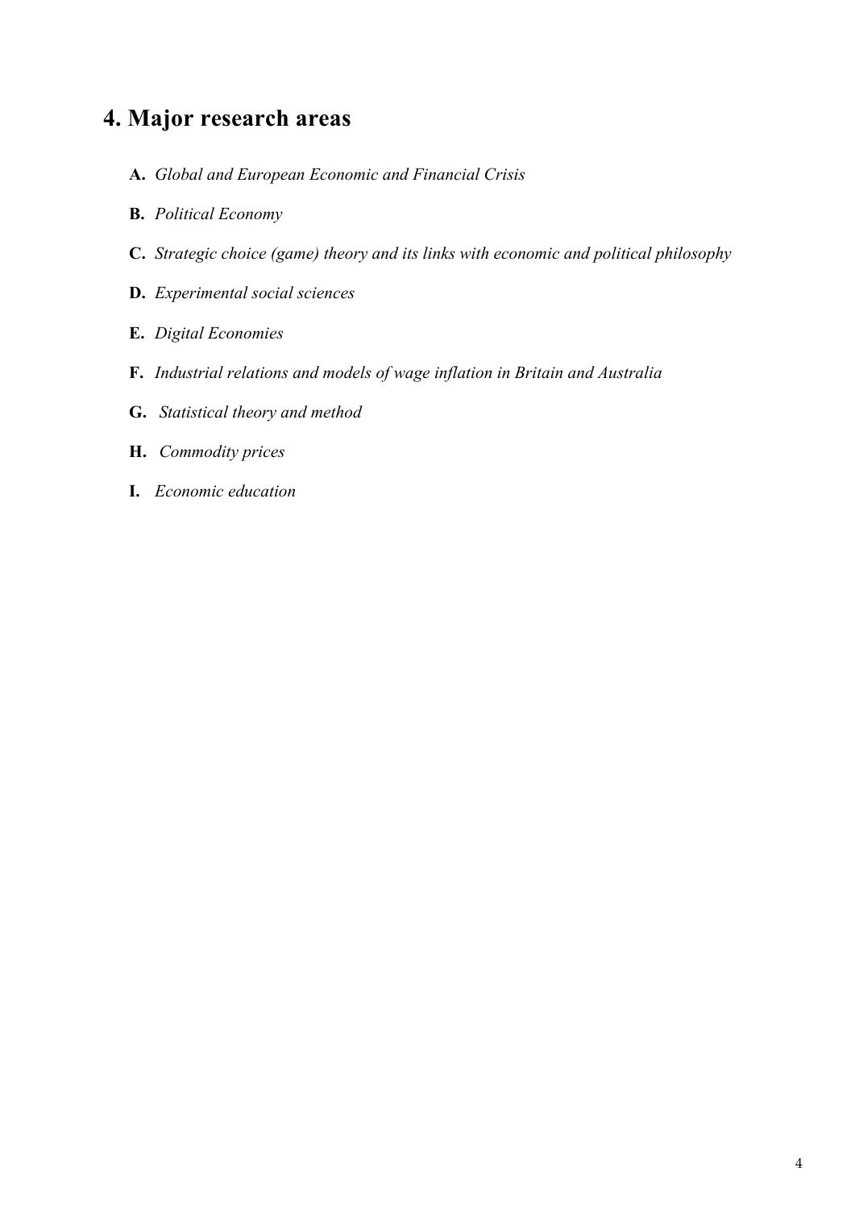# 4. Major research areas

**A.** *Global and European Economic and Financial Crisis*

**B.** *Political Economy*

**C.** *Strategic choice (game) theory and its links with economic and political philosophy*

**D.** *Experimental social sciences*

**E.** *Digital Economies*

**F.** *Industrial relations and models of wage inflation in Britain and Australia*

**G.** *Statistical theory and method*

**H.** *Commodity prices*

**I.** *Economic education*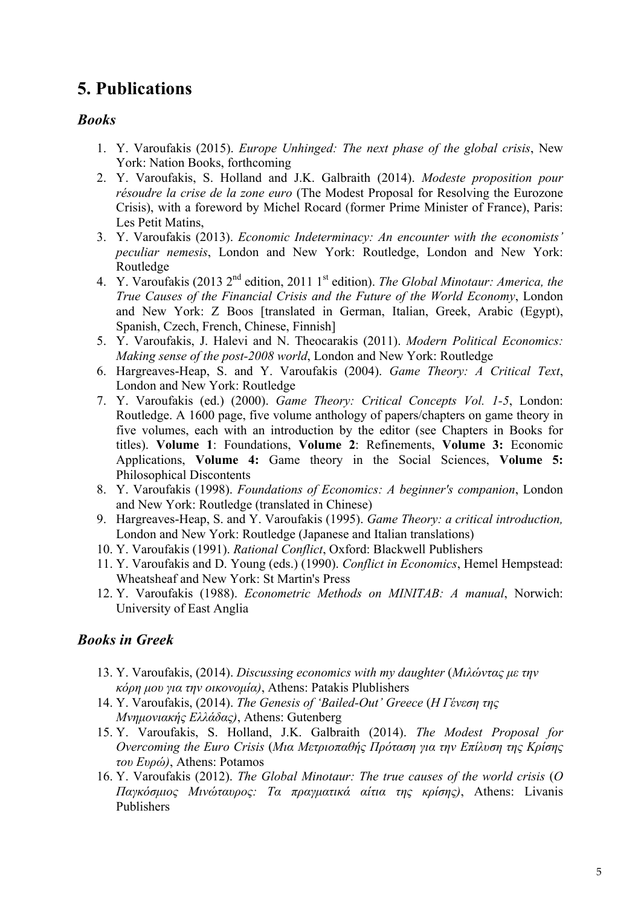## 5. Publications

### *Books*

1. Y. Varoufakis (2015). *Europe Unhinged: The next phase of the global crisis*, New York: Nation Books, forthcoming
2. Y. Varoufakis, S. Holland and J.K. Galbraith (2014). *Modeste proposition pour résoudre la crise de la zone euro* (The Modest Proposal for Resolving the Eurozone Crisis), with a foreword by Michel Rocard (former Prime Minister of France), Paris: Les Petit Matins,
3. Y. Varoufakis (2013). *Economic Indeterminacy: An encounter with the economists' peculiar nemesis*, London and New York: Routledge, London and New York: Routledge
4. Y. Varoufakis (2013 2nd edition, 2011 1st edition). *The Global Minotaur: America, the True Causes of the Financial Crisis and the Future of the World Economy*, London and New York: Z Boos [translated in German, Italian, Greek, Arabic (Egypt), Spanish, Czech, French, Chinese, Finnish]
5. Y. Varoufakis, J. Halevi and N. Theocarakis (2011). *Modern Political Economics: Making sense of the post-2008 world*, London and New York: Routledge
6. Hargreaves-Heap, S. and Y. Varoufakis (2004). *Game Theory: A Critical Text*, London and New York: Routledge
7. Y. Varoufakis (ed.) (2000). *Game Theory: Critical Concepts Vol. 1-5*, London: Routledge. A 1600 page, five volume anthology of papers/chapters on game theory in five volumes, each with an introduction by the editor (see Chapters in Books for titles). **Volume 1**: Foundations, **Volume 2**: Refinements, **Volume 3:** Economic Applications, **Volume 4:** Game theory in the Social Sciences, **Volume 5:** Philosophical Discontents
8. Y. Varoufakis (1998). *Foundations of Economics: A beginner's companion*, London and New York: Routledge (translated in Chinese)
9. Hargreaves-Heap, S. and Y. Varoufakis (1995). *Game Theory: a critical introduction,* London and New York: Routledge (Japanese and Italian translations)
10. Y. Varoufakis (1991). *Rational Conflict*, Oxford: Blackwell Publishers
11. Y. Varoufakis and D. Young (eds.) (1990). *Conflict in Economics*, Hemel Hempstead: Wheatsheaf and New York: St Martin's Press
12. Y. Varoufakis (1988). *Econometric Methods on MINITAB: A manual*, Norwich: University of East Anglia

### *Books in Greek*

13. Y. Varoufakis, (2014). *Discussing economics with my daughter* (*Μιλώντας με την κόρη μου για την οικονομία)*, Athens: Patakis Plublishers
14. Y. Varoufakis, (2014). *The Genesis of 'Bailed-Out' Greece* (*Η Γένεση της Μνημονιακής Ελλάδας)*, Athens: Gutenberg
15. Y. Varoufakis, S. Holland, J.K. Galbraith (2014). *The Modest Proposal for Overcoming the Euro Crisis* (*Μια Μετριοπαθής Πρόταση για την Επίλυση της Κρίσης του Ευρώ)*, Athens: Potamos
16. Y. Varoufakis (2012). *The Global Minotaur: The true causes of the world crisis* (*Ο Παγκόσμιος Μινώταυρος: Τα πραγματικά αίτια της κρίσης)*, Athens: Livanis Publishers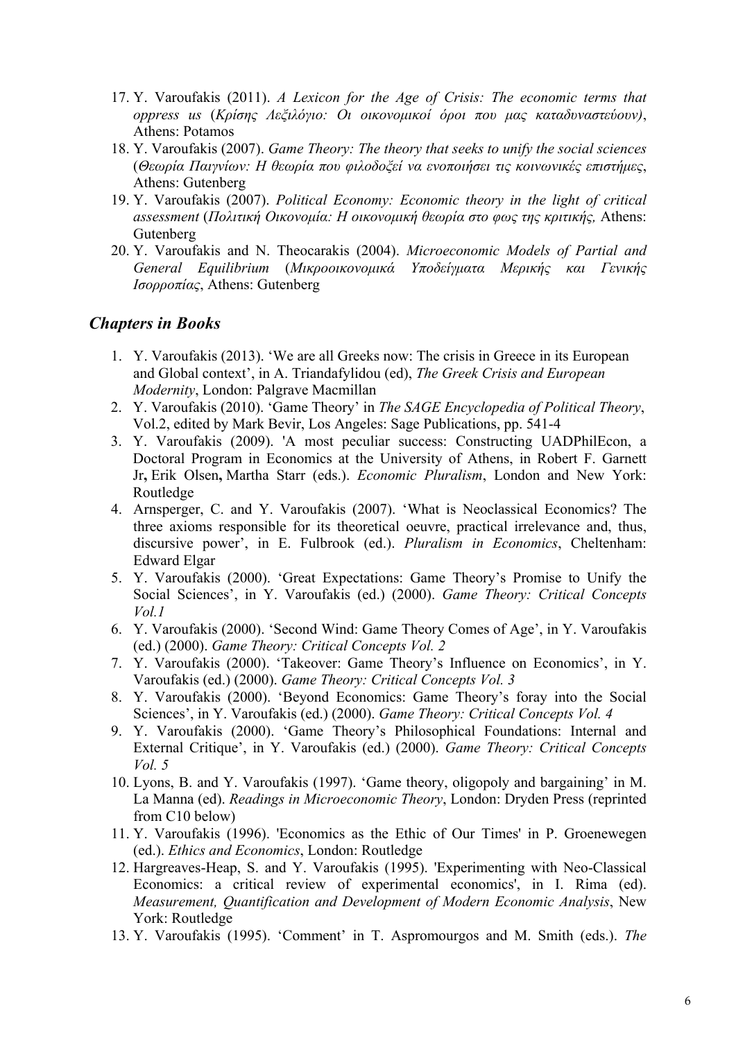17. Y. Varoufakis (2011). *A Lexicon for the Age of Crisis: The economic terms that oppress us* (*Κρίσης Λεξιλόγιο: Οι οικονομικοί όροι που μας καταδυναστεύουν)*, Athens: Potamos
18. Y. Varoufakis (2007). *Game Theory: The theory that seeks to unify the social sciences* (*Θεωρία Παιγνίων: Η θεωρία που φιλοδοξεί να ενοποιήσει τις κοινωνικές επιστήμες*, Athens: Gutenberg
19. Y. Varoufakis (2007). *Political Economy: Economic theory in the light of critical assessment* (*Πολιτική Οικονομία: Η οικονομική θεωρία στο φως της κριτικής,* Athens: Gutenberg
20. Y. Varoufakis and N. Theocarakis (2004). *Microeconomic Models of Partial and General Equilibrium* (*Μικροοικονομικά Υποδείγματα Μερικής και Γενικής Ισορροπίας*, Athens: Gutenberg

## *Chapters in Books*

1. Y. Varoufakis (2013). 'We are all Greeks now: The crisis in Greece in its European and Global context', in A. Triandafylidou (ed), *The Greek Crisis and European Modernity*, London: Palgrave Macmillan
2. Y. Varoufakis (2010). 'Game Theory' in *The SAGE Encyclopedia of Political Theory*, Vol.2, edited by Mark Bevir, Los Angeles: Sage Publications, pp. 541-4
3. Y. Varoufakis (2009). 'A most peculiar success: Constructing UADPhilEcon, a Doctoral Program in Economics at the University of Athens, in Robert F. Garnett Jr**,** Erik Olsen**,** Martha Starr (eds.). *Economic Pluralism*, London and New York: Routledge
4. Arnsperger, C. and Y. Varoufakis (2007). 'What is Neoclassical Economics? The three axioms responsible for its theoretical oeuvre, practical irrelevance and, thus, discursive power', in E. Fulbrook (ed.). *Pluralism in Economics*, Cheltenham: Edward Elgar
5. Y. Varoufakis (2000). 'Great Expectations: Game Theory's Promise to Unify the Social Sciences', in Y. Varoufakis (ed.) (2000). *Game Theory: Critical Concepts Vol.1*
6. Y. Varoufakis (2000). 'Second Wind: Game Theory Comes of Age', in Y. Varoufakis (ed.) (2000). *Game Theory: Critical Concepts Vol. 2*
7. Y. Varoufakis (2000). 'Takeover: Game Theory's Influence on Economics', in Y. Varoufakis (ed.) (2000). *Game Theory: Critical Concepts Vol. 3*
8. Y. Varoufakis (2000). 'Beyond Economics: Game Theory's foray into the Social Sciences', in Y. Varoufakis (ed.) (2000). *Game Theory: Critical Concepts Vol. 4*
9. Y. Varoufakis (2000). 'Game Theory's Philosophical Foundations: Internal and External Critique', in Y. Varoufakis (ed.) (2000). *Game Theory: Critical Concepts Vol. 5*
10. Lyons, B. and Y. Varoufakis (1997). 'Game theory, oligopoly and bargaining' in M. La Manna (ed). *Readings in Microeconomic Theory*, London: Dryden Press (reprinted from C10 below)
11. Y. Varoufakis (1996). 'Economics as the Ethic of Our Times' in P. Groenewegen (ed.). *Ethics and Economics*, London: Routledge
12. Hargreaves-Heap, S. and Y. Varoufakis (1995). 'Experimenting with Neo-Classical Economics: a critical review of experimental economics', in I. Rima (ed). *Measurement, Quantification and Development of Modern Economic Analysis*, New York: Routledge
13. Y. Varoufakis (1995). 'Comment' in T. Aspromourgos and M. Smith (eds.). *The*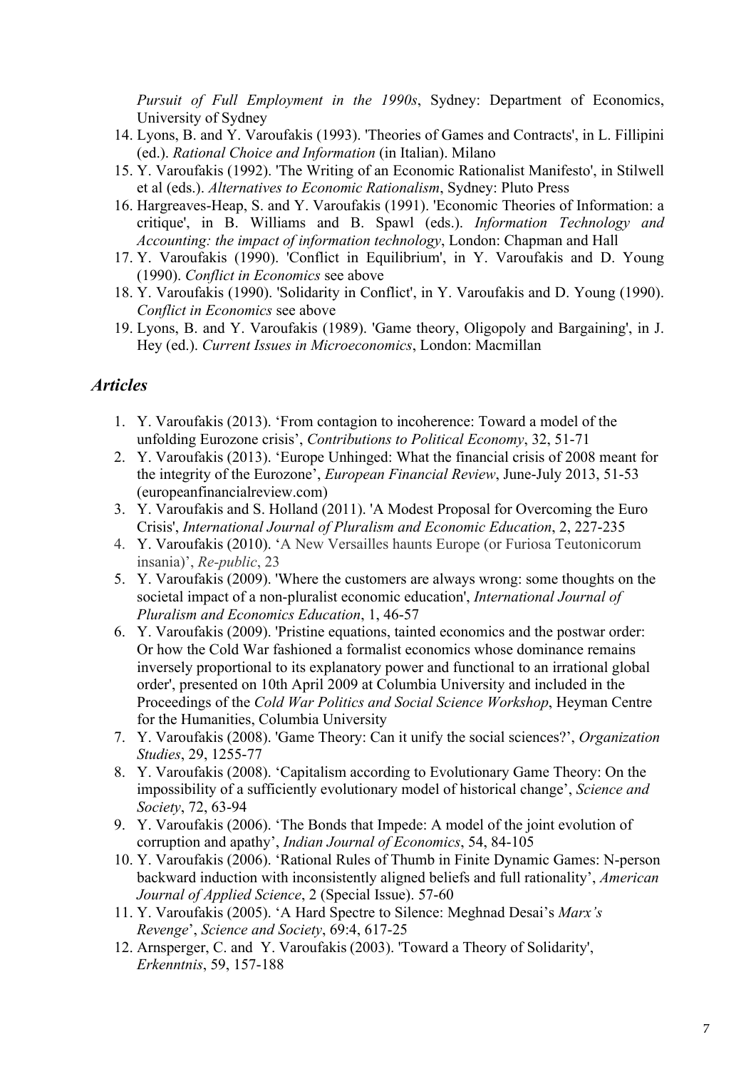*Pursuit of Full Employment in the 1990s*, Sydney: Department of Economics, University of Sydney

14. Lyons, B. and Y. Varoufakis (1993). 'Theories of Games and Contracts', in L. Fillipini (ed.). *Rational Choice and Information* (in Italian). Milano
15. Y. Varoufakis (1992). 'The Writing of an Economic Rationalist Manifesto', in Stilwell et al (eds.). *Alternatives to Economic Rationalism*, Sydney: Pluto Press
16. Hargreaves-Heap, S. and Y. Varoufakis (1991). 'Economic Theories of Information: a critique', in B. Williams and B. Spawl (eds.). *Information Technology and Accounting: the impact of information technology*, London: Chapman and Hall
17. Y. Varoufakis (1990). 'Conflict in Equilibrium', in Y. Varoufakis and D. Young (1990). *Conflict in Economics* see above
18. Y. Varoufakis (1990). 'Solidarity in Conflict', in Y. Varoufakis and D. Young (1990). *Conflict in Economics* see above
19. Lyons, B. and Y. Varoufakis (1989). 'Game theory, Oligopoly and Bargaining', in J. Hey (ed.). *Current Issues in Microeconomics*, London: Macmillan

## *Articles*

1. Y. Varoufakis (2013). 'From contagion to incoherence: Toward a model of the unfolding Eurozone crisis', *Contributions to Political Economy*, 32, 51-71
2. Y. Varoufakis (2013). 'Europe Unhinged: What the financial crisis of 2008 meant for the integrity of the Eurozone', *European Financial Review*, June-July 2013, 51-53 (europeanfinancialreview.com)
3. Y. Varoufakis and S. Holland (2011). 'A Modest Proposal for Overcoming the Euro Crisis', *International Journal of Pluralism and Economic Education*, 2, 227-235
4. Y. Varoufakis (2010). 'A New Versailles haunts Europe (or Furiosa Teutonicorum insania)', *Re-public*, 23
5. Y. Varoufakis (2009). 'Where the customers are always wrong: some thoughts on the societal impact of a non-pluralist economic education', *International Journal of Pluralism and Economics Education*, 1, 46-57
6. Y. Varoufakis (2009). 'Pristine equations, tainted economics and the postwar order: Or how the Cold War fashioned a formalist economics whose dominance remains inversely proportional to its explanatory power and functional to an irrational global order', presented on 10th April 2009 at Columbia University and included in the Proceedings of the *Cold War Politics and Social Science Workshop*, Heyman Centre for the Humanities, Columbia University
7. Y. Varoufakis (2008). 'Game Theory: Can it unify the social sciences?', *Organization Studies*, 29, 1255-77
8. Y. Varoufakis (2008). 'Capitalism according to Evolutionary Game Theory: On the impossibility of a sufficiently evolutionary model of historical change', *Science and Society*, 72, 63-94
9. Y. Varoufakis (2006). 'The Bonds that Impede: A model of the joint evolution of corruption and apathy', *Indian Journal of Economics*, 54, 84-105
10. Y. Varoufakis (2006). 'Rational Rules of Thumb in Finite Dynamic Games: N-person backward induction with inconsistently aligned beliefs and full rationality', *American Journal of Applied Science*, 2 (Special Issue). 57-60
11. Y. Varoufakis (2005). 'A Hard Spectre to Silence: Meghnad Desai's *Marx's Revenge*', *Science and Society*, 69:4, 617-25
12. Arnsperger, C. and Y. Varoufakis (2003). 'Toward a Theory of Solidarity', *Erkenntnis*, 59, 157-188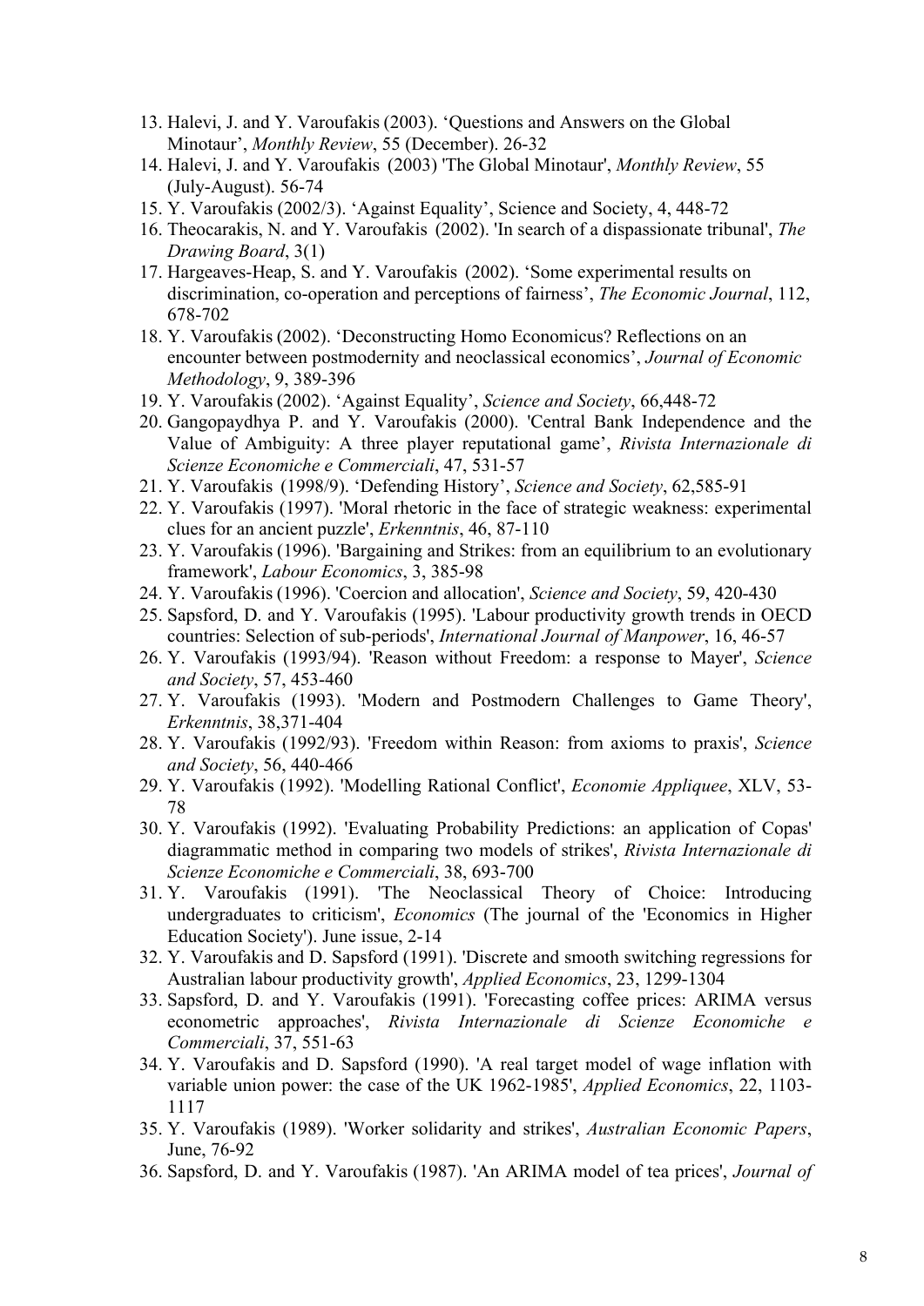13. Halevi, J. and Y. Varoufakis (2003). 'Questions and Answers on the Global Minotaur', *Monthly Review*, 55 (December). 26-32
14. Halevi, J. and Y. Varoufakis (2003) 'The Global Minotaur', *Monthly Review*, 55 (July-August). 56-74
15. Y. Varoufakis (2002/3). 'Against Equality', Science and Society, 4, 448-72
16. Theocarakis, N. and Y. Varoufakis (2002). 'In search of a dispassionate tribunal', *The Drawing Board*, 3(1)
17. Hargeaves-Heap, S. and Y. Varoufakis (2002). 'Some experimental results on discrimination, co-operation and perceptions of fairness', *The Economic Journal*, 112, 678-702
18. Y. Varoufakis (2002). 'Deconstructing Homo Economicus? Reflections on an encounter between postmodernity and neoclassical economics', *Journal of Economic Methodology*, 9, 389-396
19. Y. Varoufakis (2002). 'Against Equality', *Science and Society*, 66,448-72
20. Gangopaydhya P. and Y. Varoufakis (2000). 'Central Bank Independence and the Value of Ambiguity: A three player reputational game', *Rivista Internazionale di Scienze Economiche e Commerciali*, 47, 531-57
21. Y. Varoufakis (1998/9). 'Defending History', *Science and Society*, 62,585-91
22. Y. Varoufakis (1997). 'Moral rhetoric in the face of strategic weakness: experimental clues for an ancient puzzle', *Erkenntnis*, 46, 87-110
23. Y. Varoufakis (1996). 'Bargaining and Strikes: from an equilibrium to an evolutionary framework', *Labour Economics*, 3, 385-98
24. Y. Varoufakis (1996). 'Coercion and allocation', *Science and Society*, 59, 420-430
25. Sapsford, D. and Y. Varoufakis (1995). 'Labour productivity growth trends in OECD countries: Selection of sub-periods', *International Journal of Manpower*, 16, 46-57
26. Y. Varoufakis (1993/94). 'Reason without Freedom: a response to Mayer', *Science and Society*, 57, 453-460
27. Y. Varoufakis (1993). 'Modern and Postmodern Challenges to Game Theory', *Erkenntnis*, 38,371-404
28. Y. Varoufakis (1992/93). 'Freedom within Reason: from axioms to praxis', *Science and Society*, 56, 440-466
29. Y. Varoufakis (1992). 'Modelling Rational Conflict', *Economie Appliquee*, XLV, 53-78
30. Y. Varoufakis (1992). 'Evaluating Probability Predictions: an application of Copas' diagrammatic method in comparing two models of strikes', *Rivista Internazionale di Scienze Economiche e Commerciali*, 38, 693-700
31. Y. Varoufakis (1991). 'The Neoclassical Theory of Choice: Introducing undergraduates to criticism', *Economics* (The journal of the 'Economics in Higher Education Society'). June issue, 2-14
32. Y. Varoufakis and D. Sapsford (1991). 'Discrete and smooth switching regressions for Australian labour productivity growth', *Applied Economics*, 23, 1299-1304
33. Sapsford, D. and Y. Varoufakis (1991). 'Forecasting coffee prices: ARIMA versus econometric approaches', *Rivista Internazionale di Scienze Economiche e Commerciali*, 37, 551-63
34. Y. Varoufakis and D. Sapsford (1990). 'A real target model of wage inflation with variable union power: the case of the UK 1962-1985', *Applied Economics*, 22, 1103-1117
35. Y. Varoufakis (1989). 'Worker solidarity and strikes', *Australian Economic Papers*, June, 76-92
36. Sapsford, D. and Y. Varoufakis (1987). 'An ARIMA model of tea prices', *Journal of*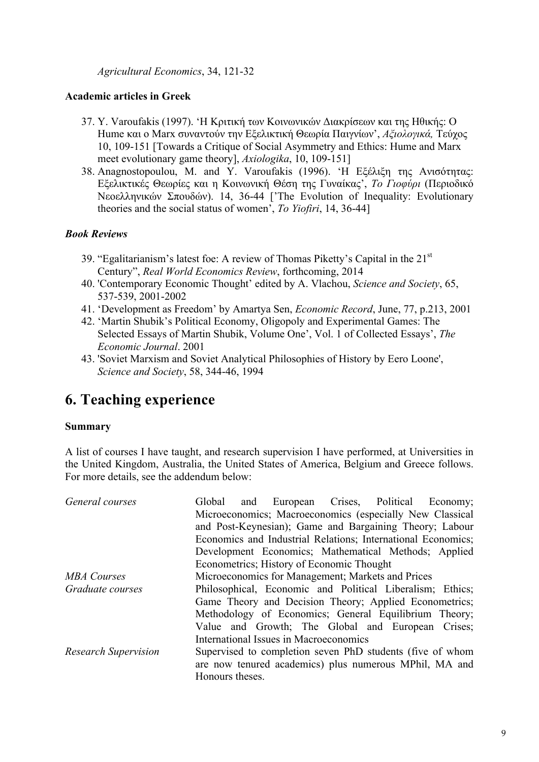*Agricultural Economics*, 34, 121-32

**Academic articles in Greek**

37. Y. Varoufakis (1997). 'Η Κριτική των Κοινωνικών Διακρίσεων και της Ηθικής: Ο Hume και ο Marx συναντούν την Εξελικτική Θεωρία Παιγνίων', *Αξιολογικά,* Τεύχος 10, 109-151 [Towards a Critique of Social Asymmetry and Ethics: Hume and Marx meet evolutionary game theory], *Axiologika*, 10, 109-151]
38. Anagnostopoulou, M. and Y. Varoufakis (1996). 'Η Εξέλιξη της Ανισότητας: Εξελικτικές Θεωρίες και η Κοινωνική Θέση της Γυναίκας', *Το Γιοφύρι* (Περιοδικό Νεοελληνικών Σπουδών). 14, 36-44 ['The Evolution of Inequality: Evolutionary theories and the social status of women', *To Yiofiri*, 14, 36-44]

***Book Reviews***

39. "Egalitarianism's latest foe: A review of Thomas Piketty's Capital in the 21st Century", *Real World Economics Review*, forthcoming, 2014
40. 'Contemporary Economic Thought' edited by A. Vlachou, *Science and Society*, 65, 537-539, 2001-2002
41. 'Development as Freedom' by Amartya Sen, *Economic Record*, June, 77, p.213, 2001
42. 'Martin Shubik's Political Economy, Oligopoly and Experimental Games: The Selected Essays of Martin Shubik, Volume One', Vol. 1 of Collected Essays', *The Economic Journal*. 2001
43. 'Soviet Marxism and Soviet Analytical Philosophies of History by Eero Loone', *Science and Society*, 58, 344-46, 1994

# 6. Teaching experience

**Summary**

A list of courses I have taught, and research supervision I have performed, at Universities in the United Kingdom, Australia, the United States of America, Belgium and Greece follows. For more details, see the addendum below:

| | |
|---|---|
| *General courses* | Global and European Crises, Political Economy; Microeconomics; Macroeconomics (especially New Classical and Post-Keynesian); Game and Bargaining Theory; Labour Economics and Industrial Relations; International Economics; Development Economics; Mathematical Methods; Applied Econometrics; History of Economic Thought |
| *MBA Courses* | Microeconomics for Management; Markets and Prices |
| *Graduate courses* | Philosophical, Economic and Political Liberalism; Ethics; Game Theory and Decision Theory; Applied Econometrics; Methodology of Economics; General Equilibrium Theory; Value and Growth; The Global and European Crises; International Issues in Macroeconomics |
| *Research Supervision* | Supervised to completion seven PhD students (five of whom are now tenured academics) plus numerous MPhil, MA and Honours theses. |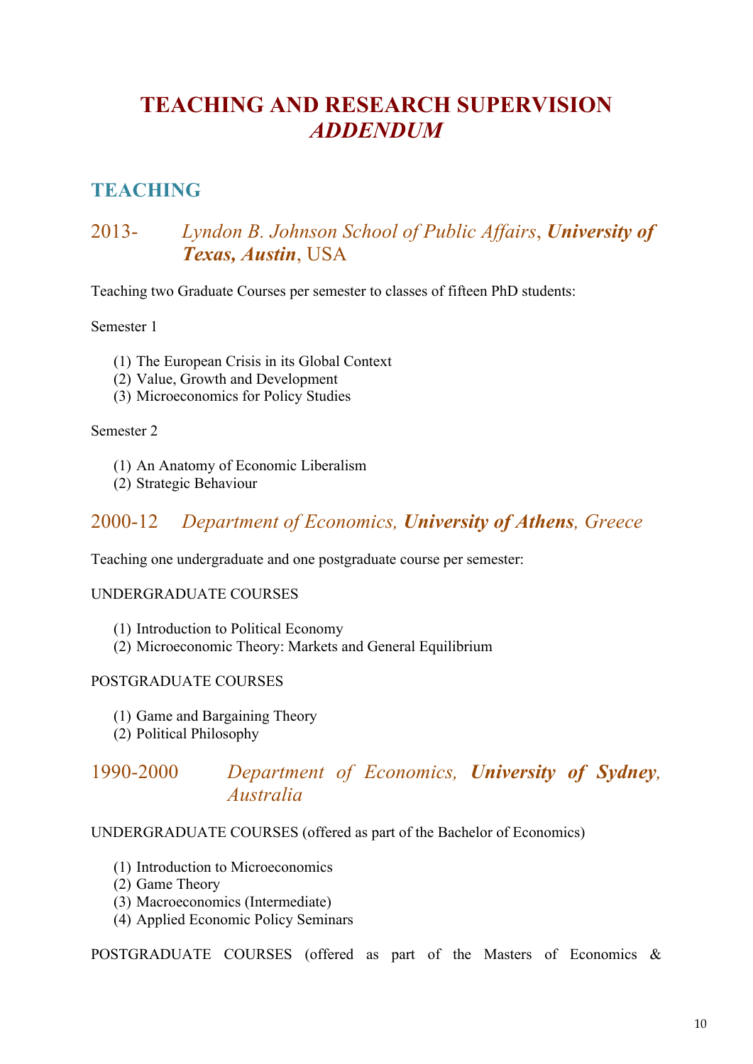# TEACHING AND RESEARCH SUPERVISION *ADDENDUM*

## TEACHING

### 2013- *Lyndon B. Johnson School of Public Affairs*, ***University of Texas, Austin***, USA

Teaching two Graduate Courses per semester to classes of fifteen PhD students:

Semester 1

1. The European Crisis in its Global Context
2. Value, Growth and Development
3. Microeconomics for Policy Studies

Semester 2

1. An Anatomy of Economic Liberalism
2. Strategic Behaviour

### 2000-12 *Department of Economics, **University of Athens**, Greece*

Teaching one undergraduate and one postgraduate course per semester:

UNDERGRADUATE COURSES

1. Introduction to Political Economy
2. Microeconomic Theory: Markets and General Equilibrium

POSTGRADUATE COURSES

1. Game and Bargaining Theory
2. Political Philosophy

### 1990-2000 *Department of Economics, **University of Sydney**, Australia*

UNDERGRADUATE COURSES (offered as part of the Bachelor of Economics)

1. Introduction to Microeconomics
2. Game Theory
3. Macroeconomics (Intermediate)
4. Applied Economic Policy Seminars

POSTGRADUATE COURSES (offered as part of the Masters of Economics &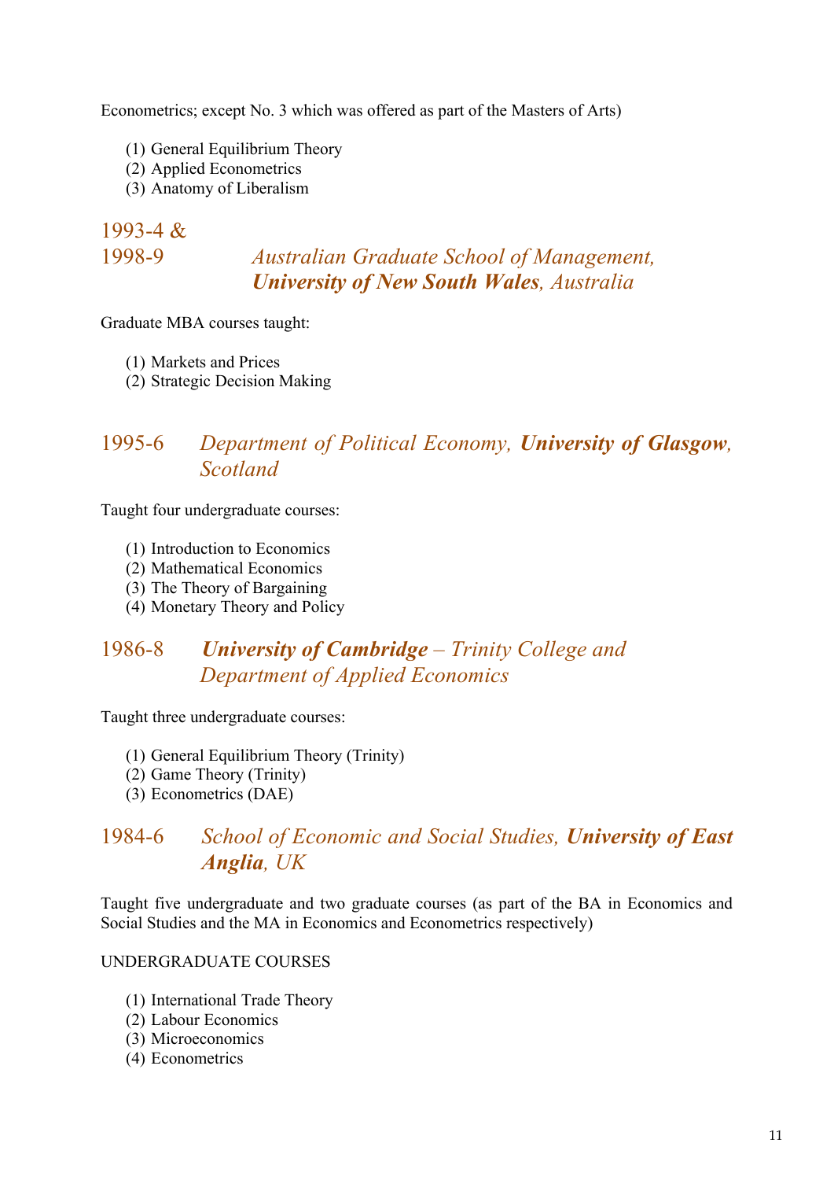Econometrics; except No. 3 which was offered as part of the Masters of Arts)

1. General Equilibrium Theory
2. Applied Econometrics
3. Anatomy of Liberalism

## 1993-4 & 1998-9 *Australian Graduate School of Management, **University of New South Wales**, Australia*

Graduate MBA courses taught:

1. Markets and Prices
2. Strategic Decision Making

## 1995-6 *Department of Political Economy, **University of Glasgow**, Scotland*

Taught four undergraduate courses:

1. Introduction to Economics
2. Mathematical Economics
3. The Theory of Bargaining
4. Monetary Theory and Policy

## 1986-8 ***University of Cambridge** – Trinity College and Department of Applied Economics*

Taught three undergraduate courses:

1. General Equilibrium Theory (Trinity)
2. Game Theory (Trinity)
3. Econometrics (DAE)

## 1984-6 *School of Economic and Social Studies, **University of East Anglia**, UK*

Taught five undergraduate and two graduate courses (as part of the BA in Economics and Social Studies and the MA in Economics and Econometrics respectively)

UNDERGRADUATE COURSES

1. International Trade Theory
2. Labour Economics
3. Microeconomics
4. Econometrics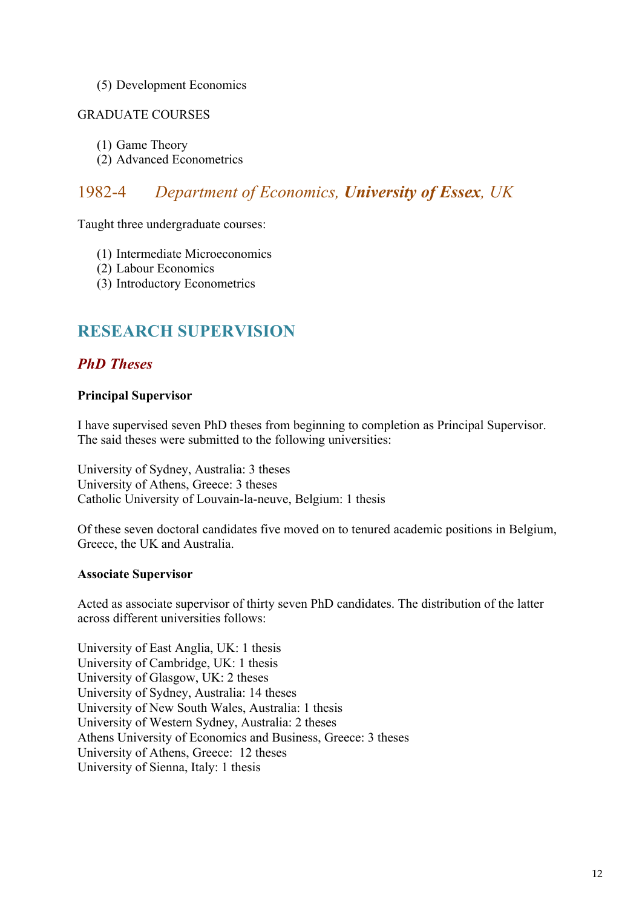(5) Development Economics

GRADUATE COURSES

(1) Game Theory
(2) Advanced Econometrics

## 1982-4 *Department of Economics, **University of Essex**, UK*

Taught three undergraduate courses:

(1) Intermediate Microeconomics
(2) Labour Economics
(3) Introductory Econometrics

# RESEARCH SUPERVISION

## *PhD Theses*

**Principal Supervisor**

I have supervised seven PhD theses from beginning to completion as Principal Supervisor. The said theses were submitted to the following universities:

University of Sydney, Australia: 3 theses
University of Athens, Greece: 3 theses
Catholic University of Louvain-la-neuve, Belgium: 1 thesis

Of these seven doctoral candidates five moved on to tenured academic positions in Belgium, Greece, the UK and Australia.

**Associate Supervisor**

Acted as associate supervisor of thirty seven PhD candidates. The distribution of the latter across different universities follows:

University of East Anglia, UK: 1 thesis
University of Cambridge, UK: 1 thesis
University of Glasgow, UK: 2 theses
University of Sydney, Australia: 14 theses
University of New South Wales, Australia: 1 thesis
University of Western Sydney, Australia: 2 theses
Athens University of Economics and Business, Greece: 3 theses
University of Athens, Greece: 12 theses
University of Sienna, Italy: 1 thesis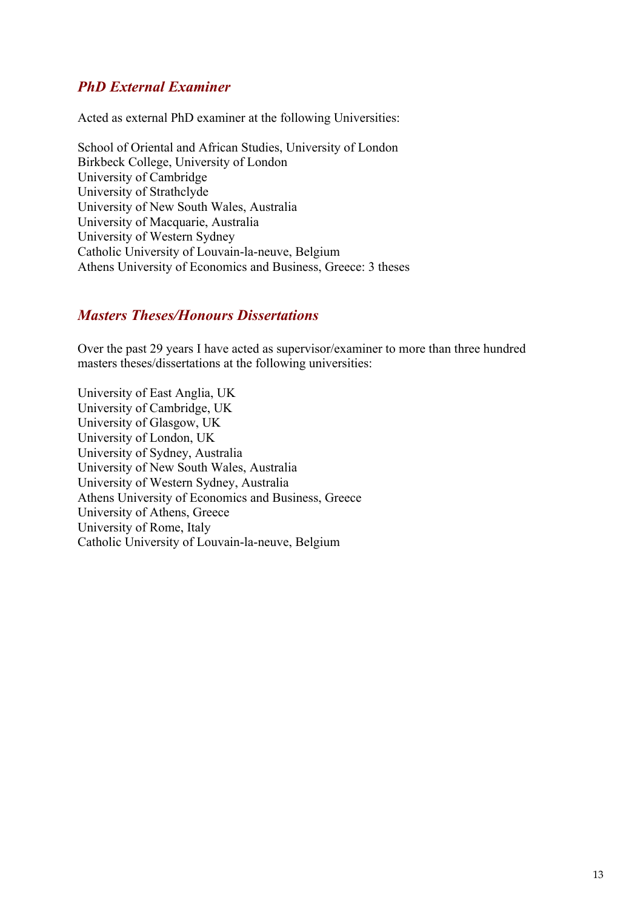## *PhD External Examiner*

Acted as external PhD examiner at the following Universities:

School of Oriental and African Studies, University of London
Birkbeck College, University of London
University of Cambridge
University of Strathclyde
University of New South Wales, Australia
University of Macquarie, Australia
University of Western Sydney
Catholic University of Louvain-la-neuve, Belgium
Athens University of Economics and Business, Greece: 3 theses

## *Masters Theses/Honours Dissertations*

Over the past 29 years I have acted as supervisor/examiner to more than three hundred masters theses/dissertations at the following universities:

University of East Anglia, UK
University of Cambridge, UK
University of Glasgow, UK
University of London, UK
University of Sydney, Australia
University of New South Wales, Australia
University of Western Sydney, Australia
Athens University of Economics and Business, Greece
University of Athens, Greece
University of Rome, Italy
Catholic University of Louvain-la-neuve, Belgium